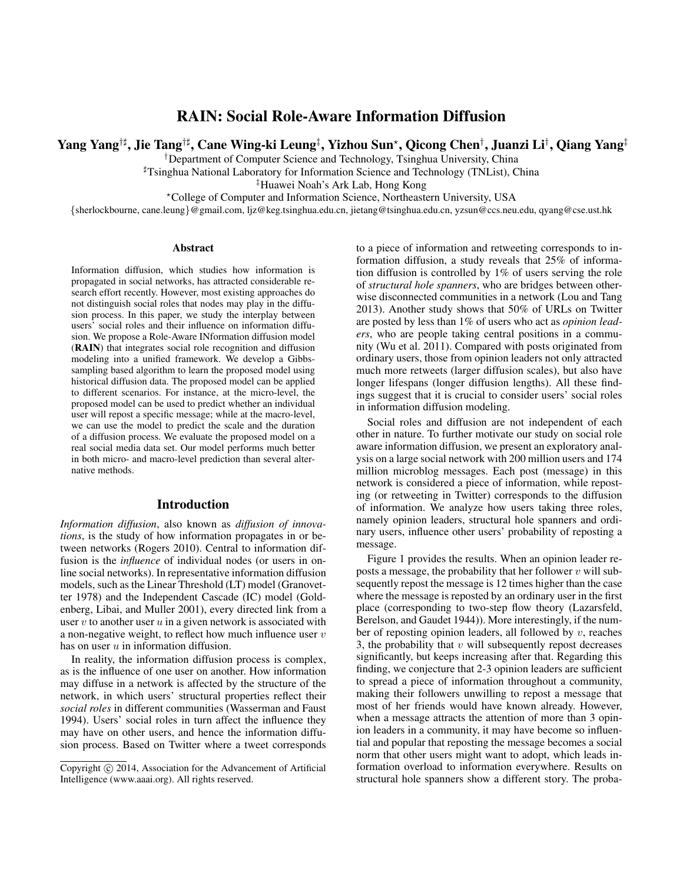# RAIN: Social Role-Aware Information Diffusion

**Yang Yang[†♯], Jie Tang[†♯], Cane Wing-ki Leung[‡], Yizhou Sun[⋆], Qicong Chen[†], Juanzi Li[†], Qiang Yang[‡]**

[†]Department of Computer Science and Technology, Tsinghua University, China

[♯]Tsinghua National Laboratory for Information Science and Technology (TNList), China

[‡]Huawei Noah's Ark Lab, Hong Kong

[⋆]College of Computer and Information Science, Northeastern University, USA

{sherlockbourne, cane.leung}@gmail.com, ljz@keg.tsinghua.edu.cn, jietang@tsinghua.edu.cn, yzsun@ccs.neu.edu, qyang@cse.ust.hk

## Abstract

Information diffusion, which studies how information is propagated in social networks, has attracted considerable research effort recently. However, most existing approaches do not distinguish social roles that nodes may play in the diffusion process. In this paper, we study the interplay between users' social roles and their influence on information diffusion. We propose a Role-Aware INformation diffusion model (**RAIN**) that integrates social role recognition and diffusion modeling into a unified framework. We develop a Gibbs-sampling based algorithm to learn the proposed model using historical diffusion data. The proposed model can be applied to different scenarios. For instance, at the micro-level, the proposed model can be used to predict whether an individual user will repost a specific message; while at the macro-level, we can use the model to predict the scale and the duration of a diffusion process. We evaluate the proposed model on a real social media data set. Our model performs much better in both micro- and macro-level prediction than several alternative methods.

## Introduction

*Information diffusion*, also known as *diffusion of innovations*, is the study of how information propagates in or between networks (Rogers 2010). Central to information diffusion is the *influence* of individual nodes (or users in online social networks). In representative information diffusion models, such as the Linear Threshold (LT) model (Granovetter 1978) and the Independent Cascade (IC) model (Goldenberg, Libai, and Muller 2001), every directed link from a user $v$ to another user $u$ in a given network is associated with a non-negative weight, to reflect how much influence user $v$ has on user $u$ in information diffusion.

In reality, the information diffusion process is complex, as is the influence of one user on another. How information may diffuse in a network is affected by the structure of the network, in which users' structural properties reflect their *social roles* in different communities (Wasserman and Faust 1994). Users' social roles in turn affect the influence they may have on other users, and hence the information diffusion process. Based on Twitter where a tweet corresponds to a piece of information and retweeting corresponds to information diffusion, a study reveals that 25% of information diffusion is controlled by 1% of users serving the role of *structural hole spanners*, who are bridges between otherwise disconnected communities in a network (Lou and Tang 2013). Another study shows that 50% of URLs on Twitter are posted by less than 1% of users who act as *opinion leaders*, who are people taking central positions in a community (Wu et al. 2011). Compared with posts originated from ordinary users, those from opinion leaders not only attracted much more retweets (larger diffusion scales), but also have longer lifespans (longer diffusion lengths). All these findings suggest that it is crucial to consider users' social roles in information diffusion modeling.

Social roles and diffusion are not independent of each other in nature. To further motivate our study on social role aware information diffusion, we present an exploratory analysis on a large social network with 200 million users and 174 million microblog messages. Each post (message) in this network is considered a piece of information, while reposting (or retweeting in Twitter) corresponds to the diffusion of information. We analyze how users taking three roles, namely opinion leaders, structural hole spanners and ordinary users, influence other users' probability of reposting a message.

Figure 1 provides the results. When an opinion leader reposts a message, the probability that her follower $v$ will subsequently repost the message is 12 times higher than the case where the message is reposted by an ordinary user in the first place (corresponding to two-step flow theory (Lazarsfeld, Berelson, and Gaudet 1944)). More interestingly, if the number of reposting opinion leaders, all followed by $v$, reaches 3, the probability that $v$ will subsequently repost decreases significantly, but keeps increasing after that. Regarding this finding, we conjecture that 2-3 opinion leaders are sufficient to spread a piece of information throughout a community, making their followers unwilling to repost a message that most of her friends would have known already. However, when a message attracts the attention of more than 3 opinion leaders in a community, it may have become so influential and popular that reposting the message becomes a social norm that other users might want to adopt, which leads information overload to information everywhere. Results on structural hole spanners show a different story. The proba-

Copyright © 2014, Association for the Advancement of Artificial Intelligence (www.aaai.org). All rights reserved.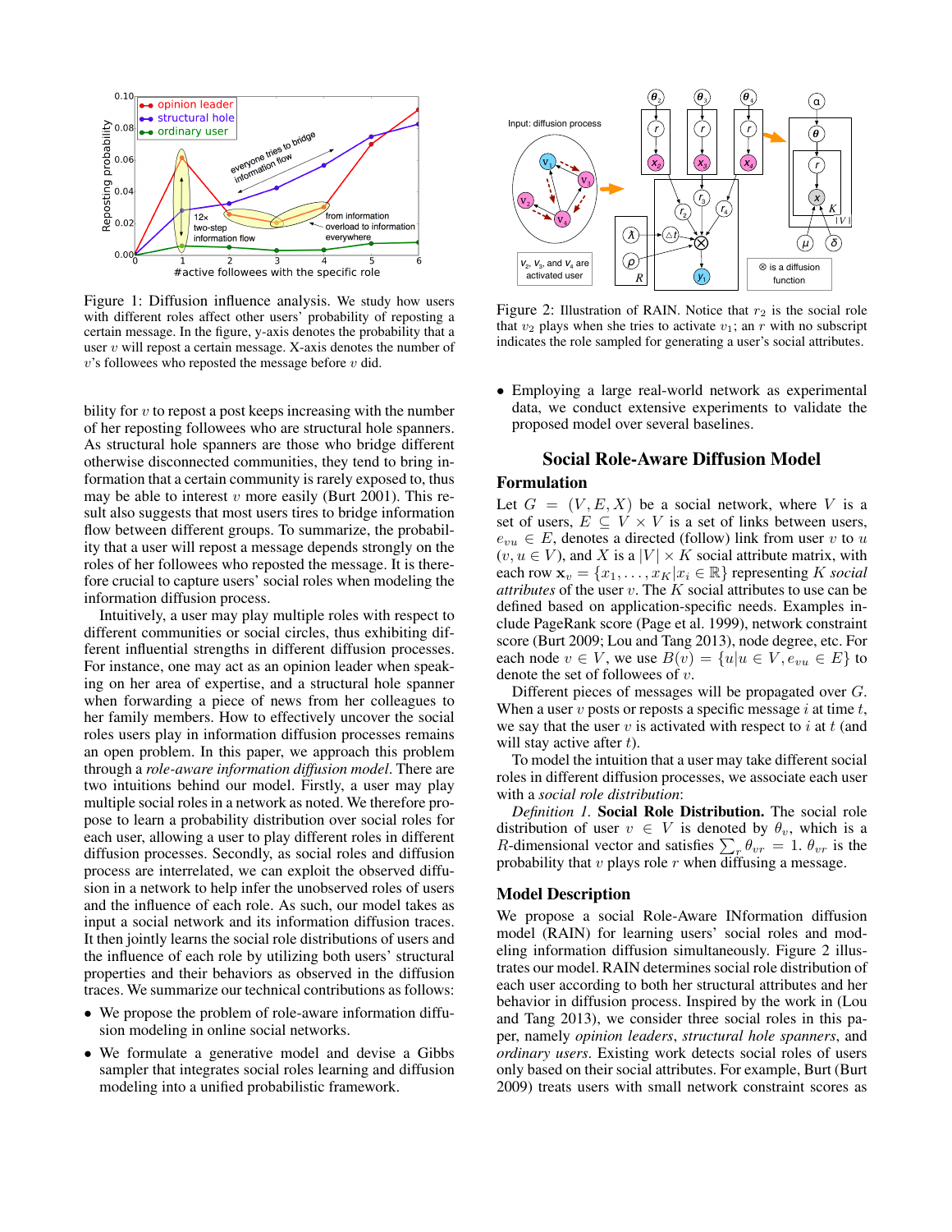Figure 1: Diffusion influence analysis. We study how users with different roles affect other users' probability of reposting a certain message. In the figure, y-axis denotes the probability that a user $v$ will repost a certain message. X-axis denotes the number of $v$'s followees who reposted the message before $v$ did.

Figure 2: Illustration of RAIN. Notice that $r_2$ is the social role that $v_2$ plays when she tries to activate $v_1$; an $r$ with no subscript indicates the role sampled for generating a user's social attributes.

bility for $v$ to repost a post keeps increasing with the number of her reposting followees who are structural hole spanners. As structural hole spanners are those who bridge different otherwise disconnected communities, they tend to bring information that a certain community is rarely exposed to, thus may be able to interest $v$ more easily (Burt 2001). This result also suggests that most users tires to bridge information flow between different groups. To summarize, the probability that a user will repost a message depends strongly on the roles of her followees who reposted the message. It is therefore crucial to capture users' social roles when modeling the information diffusion process.

Intuitively, a user may play multiple roles with respect to different communities or social circles, thus exhibiting different influential strengths in different diffusion processes. For instance, one may act as an opinion leader when speaking on her area of expertise, and a structural hole spanner when forwarding a piece of news from her colleagues to her family members. How to effectively uncover the social roles users play in information diffusion processes remains an open problem. In this paper, we approach this problem through a *role-aware information diffusion model*. There are two intuitions behind our model. Firstly, a user may play multiple social roles in a network as noted. We therefore propose to learn a probability distribution over social roles for each user, allowing a user to play different roles in different diffusion processes. Secondly, as social roles and diffusion process are interrelated, we can exploit the observed diffusion in a network to help infer the unobserved roles of users and the influence of each role. As such, our model takes as input a social network and its information diffusion traces. It then jointly learns the social role distributions of users and the influence of each role by utilizing both users' structural properties and their behaviors as observed in the diffusion traces. We summarize our technical contributions as follows:

- We propose the problem of role-aware information diffusion modeling in online social networks.
- We formulate a generative model and devise a Gibbs sampler that integrates social roles learning and diffusion modeling into a unified probabilistic framework.
- Employing a large real-world network as experimental data, we conduct extensive experiments to validate the proposed model over several baselines.

## Social Role-Aware Diffusion Model

### Formulation

Let $G = (V, E, X)$ be a social network, where $V$ is a set of users, $E \subseteq V \times V$ is a set of links between users, $e_{vu} \in E$, denotes a directed (follow) link from user $v$ to $u$ $(v, u \in V)$, and $X$ is a $|V| \times K$ social attribute matrix, with each row $\mathbf{x}_v = \{x_1, \dots, x_K | x_i \in \mathbb{R}\}$ representing $K$ *social attributes* of the user $v$. The $K$ social attributes to use can be defined based on application-specific needs. Examples include PageRank score (Page et al. 1999), network constraint score (Burt 2009; Lou and Tang 2013), node degree, etc. For each node $v \in V$, we use $B(v) = \{u | u \in V, e_{vu} \in E\}$ to denote the set of followees of $v$.

Different pieces of messages will be propagated over $G$. When a user $v$ posts or reposts a specific message $i$ at time $t$, we say that the user $v$ is activated with respect to $i$ at $t$ (and will stay active after $t$).

To model the intuition that a user may take different social roles in different diffusion processes, we associate each user with a *social role distribution*:

*Definition 1.* **Social Role Distribution.** The social role distribution of user $v \in V$ is denoted by $\theta_v$, which is a $R$-dimensional vector and satisfies $\sum_r \theta_{vr} = 1$. $\theta_{vr}$ is the probability that $v$ plays role $r$ when diffusing a message.

### Model Description

We propose a social Role-Aware INformation diffusion model (RAIN) for learning users' social roles and modeling information diffusion simultaneously. Figure 2 illustrates our model. RAIN determines social role distribution of each user according to both her structural attributes and her behavior in diffusion process. Inspired by the work in (Lou and Tang 2013), we consider three social roles in this paper, namely *opinion leaders*, *structural hole spanners*, and *ordinary users*. Existing work detects social roles of users only based on their social attributes. For example, Burt (Burt 2009) treats users with small network constraint scores as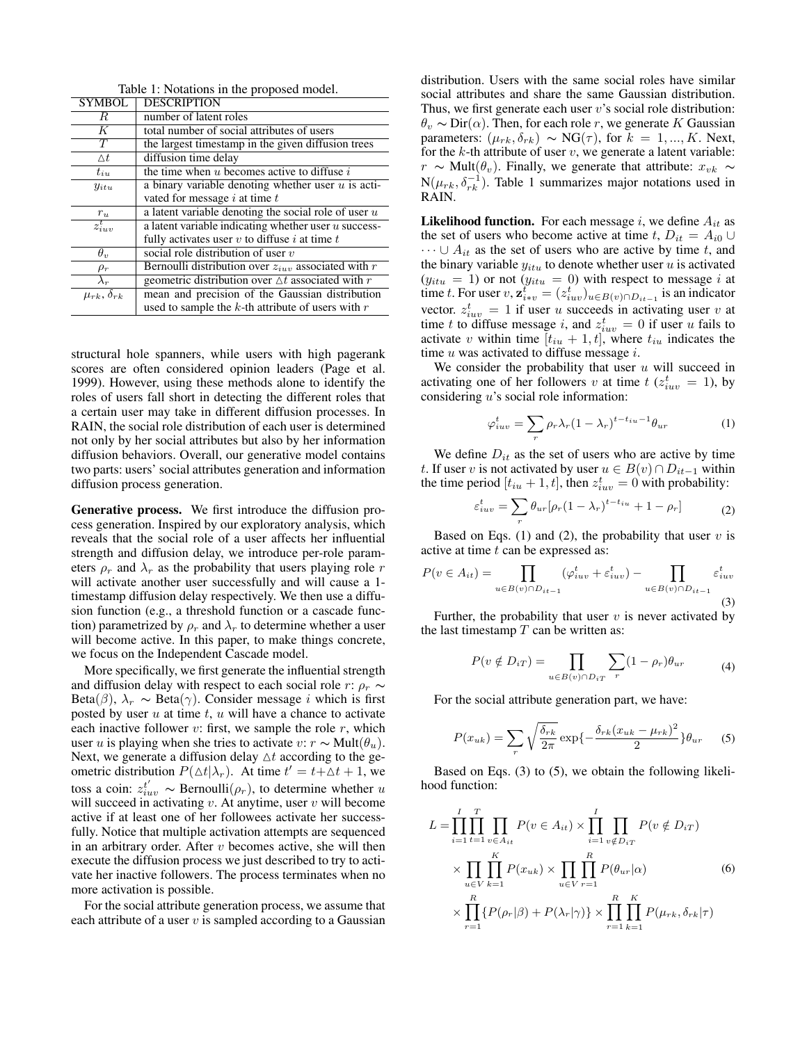Table 1: Notations in the proposed model.

| SYMBOL | DESCRIPTION |
|---|---|
| $R$ | number of latent roles |
| $K$ | total number of social attributes of users |
| $T$ | the largest timestamp in the given diffusion trees |
| $\triangle t$ | diffusion time delay |
| $t_{iu}$ | the time when $u$ becomes active to diffuse $i$ |
| $y_{itu}$ | a binary variable denoting whether user $u$ is activated for message $i$ at time $t$ |
| $r_u$ | a latent variable denoting the social role of user $u$ |
| $z^t_{iuv}$ | a latent variable indicating whether user $u$ successfully activates user $v$ to diffuse $i$ at time $t$ |
| $\theta_v$ | social role distribution of user $v$ |
| $\rho_r$ | Bernoulli distribution over $z_{iuv}$ associated with $r$ |
| $\lambda_r$ | geometric distribution over $\triangle t$ associated with $r$ |
| $\mu_{rk}, \delta_{rk}$ | mean and precision of the Gaussian distribution used to sample the $k$-th attribute of users with $r$ |

structural hole spanners, while users with high pagerank scores are often considered opinion leaders (Page et al. 1999). However, using these methods alone to identify the roles of users fall short in detecting the different roles that a certain user may take in different diffusion processes. In RAIN, the social role distribution of each user is determined not only by her social attributes but also by her information diffusion behaviors. Overall, our generative model contains two parts: users' social attributes generation and information diffusion process generation.

**Generative process.** We first introduce the diffusion process generation. Inspired by our exploratory analysis, which reveals that the social role of a user affects her influential strength and diffusion delay, we introduce per-role parameters $\rho_r$ and $\lambda_r$ as the probability that users playing role $r$ will activate another user successfully and will cause a 1-timestamp diffusion delay respectively. We then use a diffusion function (e.g., a threshold function or a cascade function) parametrized by $\rho_r$ and $\lambda_r$ to determine whether a user will become active. In this paper, to make things concrete, we focus on the Independent Cascade model.

More specifically, we first generate the influential strength and diffusion delay with respect to each social role $r$: $\rho_r \sim$ Beta($\beta$), $\lambda_r \sim$ Beta($\gamma$). Consider message $i$ which is first posted by user $u$ at time $t$, $u$ will have a chance to activate each inactive follower $v$: first, we sample the role $r$, which user $u$ is playing when she tries to activate $v$: $r \sim$ Mult($\theta_u$). Next, we generate a diffusion delay $\triangle t$ according to the geometric distribution $P(\triangle t|\lambda_r)$. At time $t' = t+\triangle t+1$, we toss a coin: $z^{t'}_{iuv} \sim$ Bernoulli($\rho_r$), to determine whether $u$ will succeed in activating $v$. At anytime, user $v$ will become active if at least one of her followees activate her successfully. Notice that multiple activation attempts are sequenced in an arbitrary order. After $v$ becomes active, she will then execute the diffusion process we just described to try to activate her inactive followers. The process terminates when no more activation is possible.

For the social attribute generation process, we assume that each attribute of a user $v$ is sampled according to a Gaussian distribution. Users with the same social roles have similar social attributes and share the same Gaussian distribution. Thus, we first generate each user $v$'s social role distribution: $\theta_v \sim$ Dir($\alpha$). Then, for each role $r$, we generate $K$ Gaussian parameters: $(\mu_{rk}, \delta_{rk}) \sim$ NG($\tau$), for $k = 1, ..., K$. Next, for the $k$-th attribute of user $v$, we generate a latent variable: $r \sim$ Mult($\theta_v$). Finally, we generate that attribute: $x_{vk} \sim$ N($\mu_{rk}, \delta^{-1}_{rk}$). Table 1 summarizes major notations used in RAIN.

**Likelihood function.** For each message $i$, we define $A_{it}$ as the set of users who become active at time $t$, $D_{it} = A_{i0} \cup \cdots \cup A_{it}$ as the set of users who are active by time $t$, and the binary variable $y_{itu}$ to denote whether user $u$ is activated ($y_{itu} = 1$) or not ($y_{itu} = 0$) with respect to message $i$ at time $t$. For user $v$, $\mathbf{z}^t_{i*v} = (z^t_{iuv})_{u\in B(v)\cap D_{it-1}}$ is an indicator vector. $z^t_{iuv} = 1$ if user $u$ succeeds in activating user $v$ at time $t$ to diffuse message $i$, and $z^t_{iuv} = 0$ if user $u$ fails to activate $v$ within time $[t_{iu} + 1, t]$, where $t_{iu}$ indicates the time $u$ was activated to diffuse message $i$.

We consider the probability that user $u$ will succeed in activating one of her followers $v$ at time $t$ ($z^t_{iuv} = 1$), by considering $u$'s social role information:

$$\varphi^t_{iuv} = \sum_r \rho_r \lambda_r (1-\lambda_r)^{t-t_{iu}-1} \theta_{ur} \tag{1}$$

We define $D_{it}$ as the set of users who are active by time $t$. If user $v$ is not activated by user $u \in B(v) \cap D_{it-1}$ within the time period $[t_{iu} + 1, t]$, then $z^t_{iuv} = 0$ with probability:

$$\varepsilon^t_{iuv} = \sum_r \theta_{ur} [\rho_r (1-\lambda_r)^{t-t_{iu}} + 1 - \rho_r] \tag{2}$$

Based on Eqs. (1) and (2), the probability that user $v$ is active at time $t$ can be expressed as:

$$P(v \in A_{it}) = \prod_{u\in B(v)\cap D_{it-1}} (\varphi^t_{iuv} + \varepsilon^t_{iuv}) - \prod_{u\in B(v)\cap D_{it-1}} \varepsilon^t_{iuv} \tag{3}$$

Further, the probability that user $v$ is never activated by the last timestamp $T$ can be written as:

$$P(v \notin D_{iT}) = \prod_{u\in B(v)\cap D_{iT}} \sum_r (1-\rho_r)\theta_{ur} \tag{4}$$

For the social attribute generation part, we have:

$$P(x_{uk}) = \sum_r \sqrt{\frac{\delta_{rk}}{2\pi}} \exp\{-\frac{\delta_{rk}(x_{uk}-\mu_{rk})^2}{2}\}\theta_{ur} \tag{5}$$

Based on Eqs. (3) to (5), we obtain the following likelihood function:

$$\begin{aligned} L = &\prod_{i=1}^{I}\prod_{t=1}^{T}\prod_{v\in A_{it}} P(v \in A_{it}) \times \prod_{i=1}^{I}\prod_{v\notin D_{iT}} P(v \notin D_{iT}) \\ &\times \prod_{u\in V}\prod_{k=1}^{K} P(x_{uk}) \times \prod_{u\in V}\prod_{r=1}^{R} P(\theta_{ur}|\alpha) \\ &\times \prod_{r=1}^{R}\{P(\rho_r|\beta) + P(\lambda_r|\gamma)\} \times \prod_{r=1}^{R}\prod_{k=1}^{K} P(\mu_{rk}, \delta_{rk}|\tau) \end{aligned} \tag{6}$$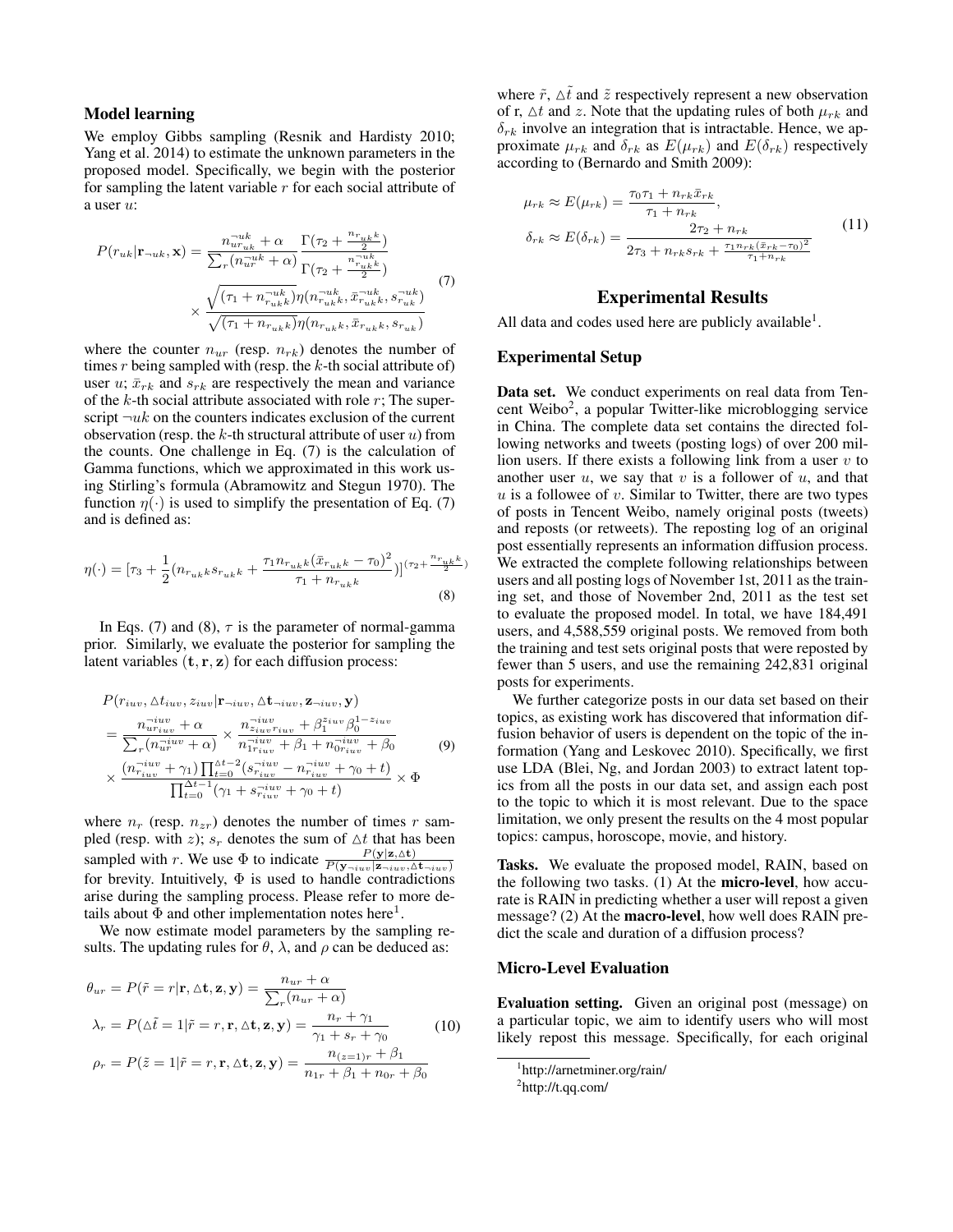### Model learning

We employ Gibbs sampling (Resnik and Hardisty 2010; Yang et al. 2014) to estimate the unknown parameters in the proposed model. Specifically, we begin with the posterior for sampling the latent variable $r$ for each social attribute of a user $u$:

$$P(r_{uk}|\mathbf{r}_{\neg uk}, \mathbf{x}) = \frac{n_{ur_{uk}}^{\neg uk} + \alpha}{\sum_r (n_{ur}^{\neg uk} + \alpha)} \frac{\Gamma(\tau_2 + \frac{n_{r_{uk}k}}{2})}{\Gamma(\tau_2 + \frac{n_{r_{uk}k}^{\neg uk}}{2})} \times \frac{\sqrt{(\tau_1 + n_{r_{uk}k}^{\neg uk})}\eta(n_{r_{uk}k}^{\neg uk}, \bar{x}_{r_{uk}k}^{\neg uk}, s_{r_{uk}}^{\neg uk})}{\sqrt{(\tau_1 + n_{r_{uk}k})}\eta(n_{r_{uk}k}, \bar{x}_{r_{uk}k}, s_{r_{uk}})} \tag{7}$$

where the counter $n_{ur}$ (resp. $n_{rk}$) denotes the number of times $r$ being sampled with (resp. the $k$-th social attribute of) user $u$; $\bar{x}_{rk}$ and $s_{rk}$ are respectively the mean and variance of the $k$-th social attribute associated with role $r$; The superscript $\neg uk$ on the counters indicates exclusion of the current observation (resp. the $k$-th structural attribute of user $u$) from the counts. One challenge in Eq. (7) is the calculation of Gamma functions, which we approximated in this work using Stirling's formula (Abramowitz and Stegun 1970). The function $\eta(\cdot)$ is used to simplify the presentation of Eq. (7) and is defined as:

$$\eta(\cdot) = [\tau_3 + \frac{1}{2}(n_{r_{uk}k}s_{r_{uk}k} + \frac{\tau_1 n_{r_{uk}k}(\bar{x}_{r_{uk}k} - \tau_0)^2}{\tau_1 + n_{r_{uk}k}})]^{(\tau_2 + \frac{n_{r_{uk}k}}{2})} \tag{8}$$

In Eqs. (7) and (8), $\tau$ is the parameter of normal-gamma prior. Similarly, we evaluate the posterior for sampling the latent variables $(\mathbf{t}, \mathbf{r}, \mathbf{z})$ for each diffusion process:

$$\begin{aligned} &P(r_{iuv}, \triangle t_{iuv}, z_{iuv}|\mathbf{r}_{\neg iuv}, \triangle\mathbf{t}_{\neg iuv}, \mathbf{z}_{\neg iuv}, \mathbf{y}) \\ &= \frac{n_{ur_{iuv}}^{\neg iuv} + \alpha}{\sum_r (n_{ur}^{\neg iuv} + \alpha)} \times \frac{n_{z_{iuv}r_{iuv}}^{\neg iuv} + \beta_1^{z_{iuv}}\beta_0^{1-z_{iuv}}}{n_{1r_{iuv}}^{\neg iuv} + \beta_1 + n_{0r_{iuv}}^{\neg iuv} + \beta_0} \\ &\times \frac{(n_{r_{iuv}}^{\neg iuv} + \gamma_1)\prod_{t=0}^{\triangle t-2}(s_{r_{iuv}}^{\neg iuv} - n_{r_{iuv}}^{\neg iuv} + \gamma_0 + t)}{\prod_{t=0}^{\triangle t-1}(\gamma_1 + s_{r_{iuv}}^{\neg iuv} + \gamma_0 + t)} \times \Phi \end{aligned} \tag{9}$$

where $n_r$ (resp. $n_{zr}$) denotes the number of times $r$ sampled (resp. with $z$); $s_r$ denotes the sum of $\triangle t$ that has been sampled with $r$. We use $\Phi$ to indicate $\frac{P(\mathbf{y}|\mathbf{z}, \triangle\mathbf{t})}{P(\mathbf{y}_{\neg iuv}|\mathbf{z}_{\neg iuv}, \triangle\mathbf{t}_{\neg iuv})}$ for brevity. Intuitively, $\Phi$ is used to handle contradictions arise during the sampling process. Please refer to more details about $\Phi$ and other implementation notes here[1].

We now estimate model parameters by the sampling results. The updating rules for $\theta$, $\lambda$, and $\rho$ can be deduced as:

$$\begin{aligned} \theta_{ur} &= P(\tilde{r} = r|\mathbf{r}, \triangle\mathbf{t}, \mathbf{z}, \mathbf{y}) = \frac{n_{ur} + \alpha}{\sum_r (n_{ur} + \alpha)} \\ \lambda_r &= P(\triangle\tilde{t} = 1|\tilde{r} = r, \mathbf{r}, \triangle\mathbf{t}, \mathbf{z}, \mathbf{y}) = \frac{n_r + \gamma_1}{\gamma_1 + s_r + \gamma_0} \\ \rho_r &= P(\tilde{z} = 1|\tilde{r} = r, \mathbf{r}, \triangle\mathbf{t}, \mathbf{z}, \mathbf{y}) = \frac{n_{(z=1)r} + \beta_1}{n_{1r} + \beta_1 + n_{0r} + \beta_0} \end{aligned} \tag{10}$$

where $\tilde{r}$, $\triangle\tilde{t}$ and $\tilde{z}$ respectively represent a new observation of r, $\triangle t$ and $z$. Note that the updating rules of both $\mu_{rk}$ and $\delta_{rk}$ involve an integration that is intractable. Hence, we approximate $\mu_{rk}$ and $\delta_{rk}$ as $E(\mu_{rk})$ and $E(\delta_{rk})$ respectively according to (Bernardo and Smith 2009):

$$\begin{aligned} \mu_{rk} &\approx E(\mu_{rk}) = \frac{\tau_0\tau_1 + n_{rk}\bar{x}_{rk}}{\tau_1 + n_{rk}}, \\ \delta_{rk} &\approx E(\delta_{rk}) = \frac{2\tau_2 + n_{rk}}{2\tau_3 + n_{rk}s_{rk} + \frac{\tau_1 n_{rk}(\bar{x}_{rk} - \tau_0)^2}{\tau_1 + n_{rk}}} \end{aligned} \tag{11}$$

## Experimental Results

All data and codes used here are publicly available[1].

### Experimental Setup

**Data set.** We conduct experiments on real data from Tencent Weibo[2], a popular Twitter-like microblogging service in China. The complete data set contains the directed following networks and tweets (posting logs) of over 200 million users. If there exists a following link from a user $v$ to another user $u$, we say that $v$ is a follower of $u$, and that $u$ is a followee of $v$. Similar to Twitter, there are two types of posts in Tencent Weibo, namely original posts (tweets) and reposts (or retweets). The reposting log of an original post essentially represents an information diffusion process. We extracted the complete following relationships between users and all posting logs of November 1st, 2011 as the training set, and those of November 2nd, 2011 as the test set to evaluate the proposed model. In total, we have 184,491 users, and 4,588,559 original posts. We removed from both the training and test sets original posts that were reposted by fewer than 5 users, and use the remaining 242,831 original posts for experiments.

We further categorize posts in our data set based on their topics, as existing work has discovered that information diffusion behavior of users is dependent on the topic of the information (Yang and Leskovec 2010). Specifically, we first use LDA (Blei, Ng, and Jordan 2003) to extract latent topics from all the posts in our data set, and assign each post to the topic to which it is most relevant. Due to the space limitation, we only present the results on the 4 most popular topics: campus, horoscope, movie, and history.

**Tasks.** We evaluate the proposed model, RAIN, based on the following two tasks. (1) At the **micro-level**, how accurate is RAIN in predicting whether a user will repost a given message? (2) At the **macro-level**, how well does RAIN predict the scale and duration of a diffusion process?

### Micro-Level Evaluation

**Evaluation setting.** Given an original post (message) on a particular topic, we aim to identify users who will most likely repost this message. Specifically, for each original

[1] http://arnetminer.org/rain/

[2] http://t.qq.com/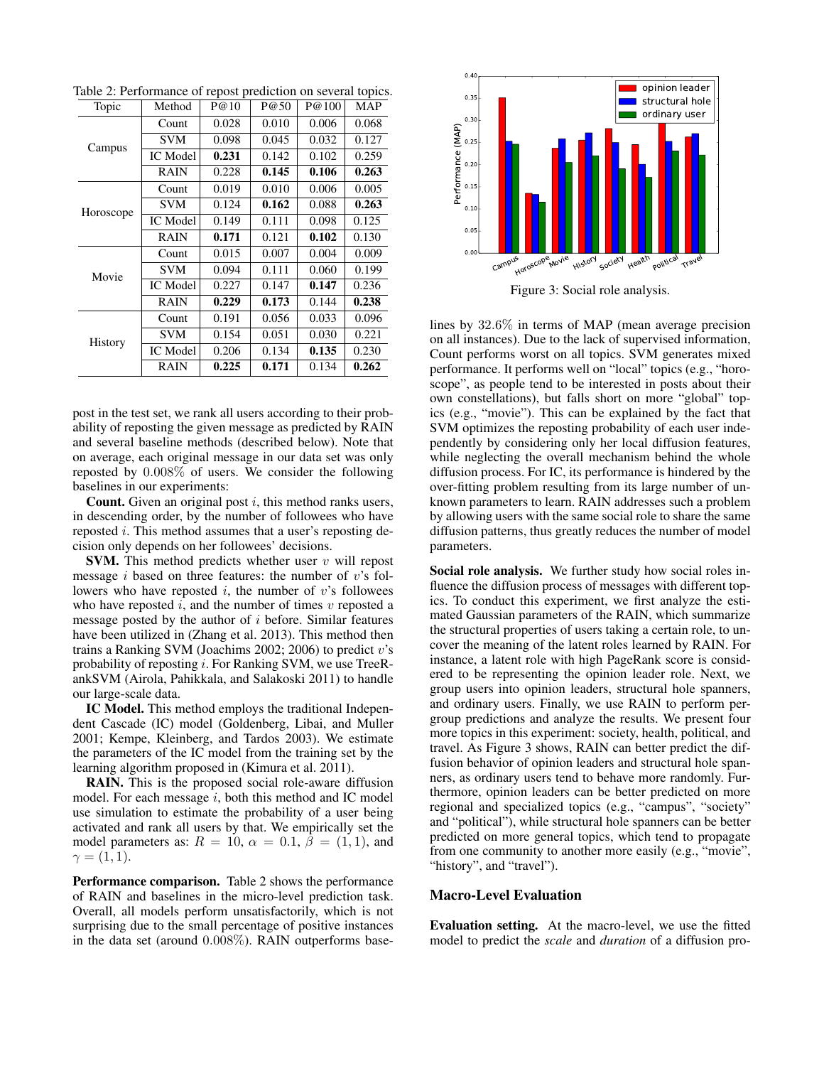Table 2: Performance of repost prediction on several topics.

| Topic | Method | P@10 | P@50 | P@100 | MAP |
|---|---|---|---|---|---|
| Campus | Count | 0.028 | 0.010 | 0.006 | 0.068 |
| | SVM | 0.098 | 0.045 | 0.032 | 0.127 |
| | IC Model | **0.231** | 0.142 | 0.102 | 0.259 |
| | RAIN | 0.228 | **0.145** | **0.106** | **0.263** |
| Horoscope | Count | 0.019 | 0.010 | 0.006 | 0.005 |
| | SVM | 0.124 | **0.162** | 0.088 | **0.263** |
| | IC Model | 0.149 | 0.111 | 0.098 | 0.125 |
| | RAIN | **0.171** | 0.121 | **0.102** | 0.130 |
| Movie | Count | 0.015 | 0.007 | 0.004 | 0.009 |
| | SVM | 0.094 | 0.111 | 0.060 | 0.199 |
| | IC Model | 0.227 | 0.147 | **0.147** | 0.236 |
| | RAIN | **0.229** | **0.173** | 0.144 | **0.238** |
| History | Count | 0.191 | 0.056 | 0.033 | 0.096 |
| | SVM | 0.154 | 0.051 | 0.030 | 0.221 |
| | IC Model | 0.206 | 0.134 | **0.135** | 0.230 |
| | RAIN | **0.225** | **0.171** | 0.134 | **0.262** |

post in the test set, we rank all users according to their probability of reposting the given message as predicted by RAIN and several baseline methods (described below). Note that on average, each original message in our data set was only reposted by $0.008\%$ of users. We consider the following baselines in our experiments:

**Count.** Given an original post $i$, this method ranks users, in descending order, by the number of followees who have reposted $i$. This method assumes that a user's reposting decision only depends on her followees' decisions.

**SVM.** This method predicts whether user $v$ will repost message $i$ based on three features: the number of $v$'s followers who have reposted $i$, the number of $v$'s followees who have reposted $i$, and the number of times $v$ reposted a message posted by the author of $i$ before. Similar features have been utilized in (Zhang et al. 2013). This method then trains a Ranking SVM (Joachims 2002; 2006) to predict $v$'s probability of reposting $i$. For Ranking SVM, we use TreeRankSVM (Airola, Pahikkala, and Salakoski 2011) to handle our large-scale data.

**IC Model.** This method employs the traditional Independent Cascade (IC) model (Goldenberg, Libai, and Muller 2001; Kempe, Kleinberg, and Tardos 2003). We estimate the parameters of the IC model from the training set by the learning algorithm proposed in (Kimura et al. 2011).

**RAIN.** This is the proposed social role-aware diffusion model. For each message $i$, both this method and IC model use simulation to estimate the probability of a user being activated and rank all users by that. We empirically set the model parameters as: $R = 10$, $\alpha = 0.1$, $\beta = (1, 1)$, and $\gamma = (1, 1)$.

**Performance comparison.** Table 2 shows the performance of RAIN and baselines in the micro-level prediction task. Overall, all models perform unsatisfactorily, which is not surprising due to the small percentage of positive instances in the data set (around $0.008\%$). RAIN outperforms baselines by $32.6\%$ in terms of MAP (mean average precision on all instances). Due to the lack of supervised information, Count performs worst on all topics. SVM generates mixed performance. It performs well on "local" topics (e.g., "horoscope", as people tend to be interested in posts about their own constellations), but falls short on more "global" topics (e.g., "movie"). This can be explained by the fact that SVM optimizes the reposting probability of each user independently by considering only her local diffusion features, while neglecting the overall mechanism behind the whole diffusion process. For IC, its performance is hindered by the over-fitting problem resulting from its large number of unknown parameters to learn. RAIN addresses such a problem by allowing users with the same social role to share the same diffusion patterns, thus greatly reduces the number of model parameters.

Figure 3: Social role analysis.

**Social role analysis.** We further study how social roles influence the diffusion process of messages with different topics. To conduct this experiment, we first analyze the estimated Gaussian parameters of the RAIN, which summarize the structural properties of users taking a certain role, to uncover the meaning of the latent roles learned by RAIN. For instance, a latent role with high PageRank score is considered to be representing the opinion leader role. Next, we group users into opinion leaders, structural hole spanners, and ordinary users. Finally, we use RAIN to perform per-group predictions and analyze the results. We present four more topics in this experiment: society, health, political, and travel. As Figure 3 shows, RAIN can better predict the diffusion behavior of opinion leaders and structural hole spanners, as ordinary users tend to behave more randomly. Furthermore, opinion leaders can be better predicted on more regional and specialized topics (e.g., "campus", "society" and "political"), while structural hole spanners can be better predicted on more general topics, which tend to propagate from one community to another more easily (e.g., "movie", "history", and "travel").

## Macro-Level Evaluation

**Evaluation setting.** At the macro-level, we use the fitted model to predict the *scale* and *duration* of a diffusion pro-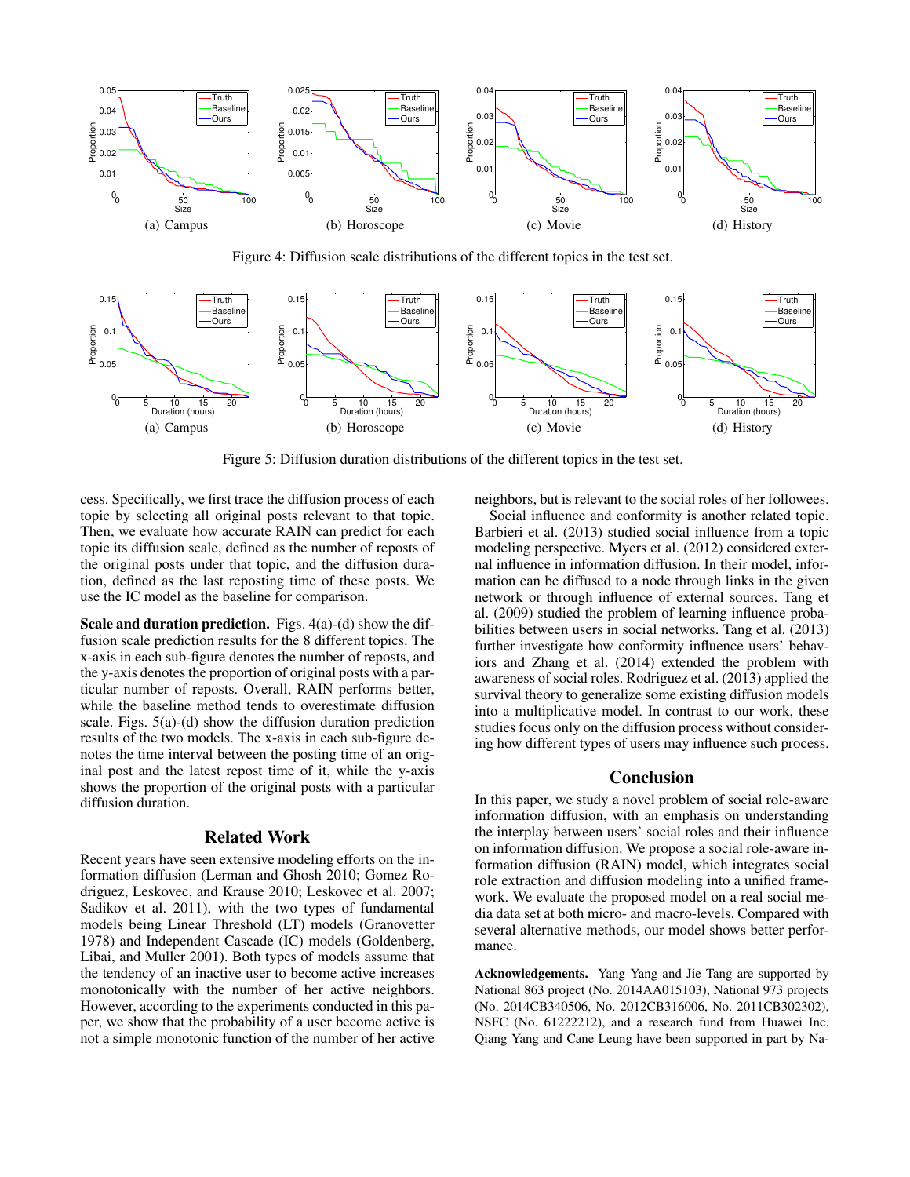(a) Campus (b) Horoscope (c) Movie (d) History

Figure 4: Diffusion scale distributions of the different topics in the test set.

(a) Campus (b) Horoscope (c) Movie (d) History

Figure 5: Diffusion duration distributions of the different topics in the test set.

cess. Specifically, we first trace the diffusion process of each topic by selecting all original posts relevant to that topic. Then, we evaluate how accurate RAIN can predict for each topic its diffusion scale, defined as the number of reposts of the original posts under that topic, and the diffusion duration, defined as the last reposting time of these posts. We use the IC model as the baseline for comparison.

**Scale and duration prediction.** Figs. 4(a)-(d) show the diffusion scale prediction results for the 8 different topics. The x-axis in each sub-figure denotes the number of reposts, and the y-axis denotes the proportion of original posts with a particular number of reposts. Overall, RAIN performs better, while the baseline method tends to overestimate diffusion scale. Figs. 5(a)-(d) show the diffusion duration prediction results of the two models. The x-axis in each sub-figure denotes the time interval between the posting time of an original post and the latest repost time of it, while the y-axis shows the proportion of the original posts with a particular diffusion duration.

## Related Work

Recent years have seen extensive modeling efforts on the information diffusion (Lerman and Ghosh 2010; Gomez Rodriguez, Leskovec, and Krause 2010; Leskovec et al. 2007; Sadikov et al. 2011), with the two types of fundamental models being Linear Threshold (LT) models (Granovetter 1978) and Independent Cascade (IC) models (Goldenberg, Libai, and Muller 2001). Both types of models assume that the tendency of an inactive user to become active increases monotonically with the number of her active neighbors. However, according to the experiments conducted in this paper, we show that the probability of a user become active is not a simple monotonic function of the number of her active neighbors, but is relevant to the social roles of her followees.

Social influence and conformity is another related topic. Barbieri et al. (2013) studied social influence from a topic modeling perspective. Myers et al. (2012) considered external influence in information diffusion. In their model, information can be diffused to a node through links in the given network or through influence of external sources. Tang et al. (2009) studied the problem of learning influence probabilities between users in social networks. Tang et al. (2013) further investigate how conformity influence users' behaviors and Zhang et al. (2014) extended the problem with awareness of social roles. Rodriguez et al. (2013) applied the survival theory to generalize some existing diffusion models into a multiplicative model. In contrast to our work, these studies focus only on the diffusion process without considering how different types of users may influence such process.

## Conclusion

In this paper, we study a novel problem of social role-aware information diffusion, with an emphasis on understanding the interplay between users' social roles and their influence on information diffusion. We propose a social role-aware information diffusion (RAIN) model, which integrates social role extraction and diffusion modeling into a unified framework. We evaluate the proposed model on a real social media data set at both micro- and macro-levels. Compared with several alternative methods, our model shows better performance.

**Acknowledgements.** Yang Yang and Jie Tang are supported by National 863 project (No. 2014AA015103), National 973 projects (No. 2014CB340506, No. 2012CB316006, No. 2011CB302302), NSFC (No. 61222212), and a research fund from Huawei Inc. Qiang Yang and Cane Leung have been supported in part by Na-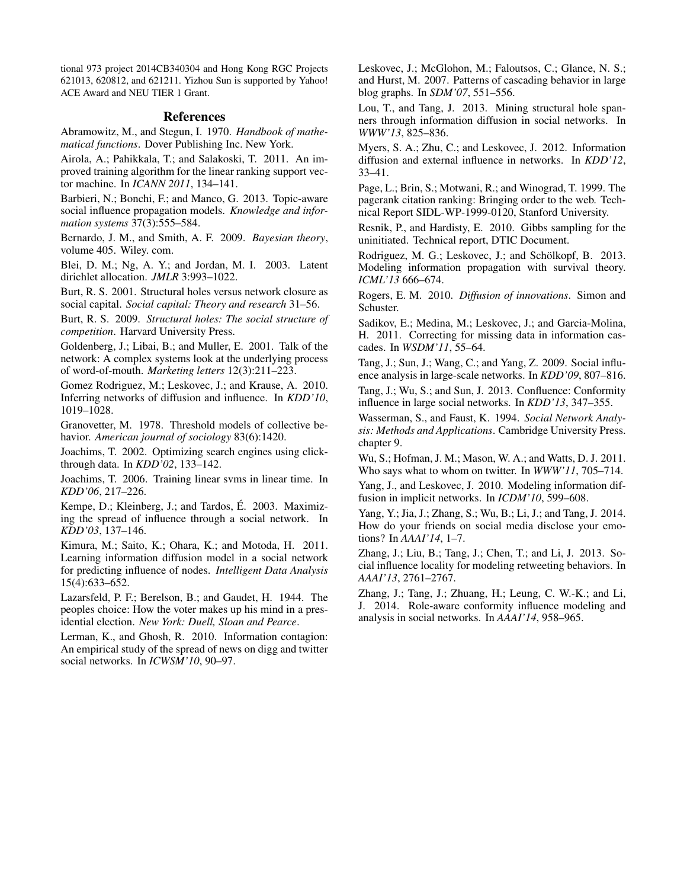tional 973 project 2014CB340304 and Hong Kong RGC Projects 621013, 620812, and 621211. Yizhou Sun is supported by Yahoo! ACE Award and NEU TIER 1 Grant.

## References

Abramowitz, M., and Stegun, I. 1970. *Handbook of mathematical functions*. Dover Publishing Inc. New York.

Airola, A.; Pahikkala, T.; and Salakoski, T. 2011. An improved training algorithm for the linear ranking support vector machine. In *ICANN 2011*, 134–141.

Barbieri, N.; Bonchi, F.; and Manco, G. 2013. Topic-aware social influence propagation models. *Knowledge and information systems* 37(3):555–584.

Bernardo, J. M., and Smith, A. F. 2009. *Bayesian theory*, volume 405. Wiley. com.

Blei, D. M.; Ng, A. Y.; and Jordan, M. I. 2003. Latent dirichlet allocation. *JMLR* 3:993–1022.

Burt, R. S. 2001. Structural holes versus network closure as social capital. *Social capital: Theory and research* 31–56.

Burt, R. S. 2009. *Structural holes: The social structure of competition*. Harvard University Press.

Goldenberg, J.; Libai, B.; and Muller, E. 2001. Talk of the network: A complex systems look at the underlying process of word-of-mouth. *Marketing letters* 12(3):211–223.

Gomez Rodriguez, M.; Leskovec, J.; and Krause, A. 2010. Inferring networks of diffusion and influence. In *KDD'10*, 1019–1028.

Granovetter, M. 1978. Threshold models of collective behavior. *American journal of sociology* 83(6):1420.

Joachims, T. 2002. Optimizing search engines using clickthrough data. In *KDD'02*, 133–142.

Joachims, T. 2006. Training linear svms in linear time. In *KDD'06*, 217–226.

Kempe, D.; Kleinberg, J.; and Tardos, É. 2003. Maximizing the spread of influence through a social network. In *KDD'03*, 137–146.

Kimura, M.; Saito, K.; Ohara, K.; and Motoda, H. 2011. Learning information diffusion model in a social network for predicting influence of nodes. *Intelligent Data Analysis* 15(4):633–652.

Lazarsfeld, P. F.; Berelson, B.; and Gaudet, H. 1944. The peoples choice: How the voter makes up his mind in a presidential election. *New York: Duell, Sloan and Pearce*.

Lerman, K., and Ghosh, R. 2010. Information contagion: An empirical study of the spread of news on digg and twitter social networks. In *ICWSM'10*, 90–97.

Leskovec, J.; McGlohon, M.; Faloutsos, C.; Glance, N. S.; and Hurst, M. 2007. Patterns of cascading behavior in large blog graphs. In *SDM'07*, 551–556.

Lou, T., and Tang, J. 2013. Mining structural hole spanners through information diffusion in social networks. In *WWW'13*, 825–836.

Myers, S. A.; Zhu, C.; and Leskovec, J. 2012. Information diffusion and external influence in networks. In *KDD'12*, 33–41.

Page, L.; Brin, S.; Motwani, R.; and Winograd, T. 1999. The pagerank citation ranking: Bringing order to the web. Technical Report SIDL-WP-1999-0120, Stanford University.

Resnik, P., and Hardisty, E. 2010. Gibbs sampling for the uninitiated. Technical report, DTIC Document.

Rodriguez, M. G.; Leskovec, J.; and Schölkopf, B. 2013. Modeling information propagation with survival theory. *ICML'13* 666–674.

Rogers, E. M. 2010. *Diffusion of innovations*. Simon and Schuster.

Sadikov, E.; Medina, M.; Leskovec, J.; and Garcia-Molina, H. 2011. Correcting for missing data in information cascades. In *WSDM'11*, 55–64.

Tang, J.; Sun, J.; Wang, C.; and Yang, Z. 2009. Social influence analysis in large-scale networks. In *KDD'09*, 807–816.

Tang, J.; Wu, S.; and Sun, J. 2013. Confluence: Conformity influence in large social networks. In *KDD'13*, 347–355.

Wasserman, S., and Faust, K. 1994. *Social Network Analysis: Methods and Applications*. Cambridge University Press. chapter 9.

Wu, S.; Hofman, J. M.; Mason, W. A.; and Watts, D. J. 2011. Who says what to whom on twitter. In *WWW'11*, 705–714.

Yang, J., and Leskovec, J. 2010. Modeling information diffusion in implicit networks. In *ICDM'10*, 599–608.

Yang, Y.; Jia, J.; Zhang, S.; Wu, B.; Li, J.; and Tang, J. 2014. How do your friends on social media disclose your emotions? In *AAAI'14*, 1–7.

Zhang, J.; Liu, B.; Tang, J.; Chen, T.; and Li, J. 2013. Social influence locality for modeling retweeting behaviors. In *AAAI'13*, 2761–2767.

Zhang, J.; Tang, J.; Zhuang, H.; Leung, C. W.-K.; and Li, J. 2014. Role-aware conformity influence modeling and analysis in social networks. In *AAAI'14*, 958–965.